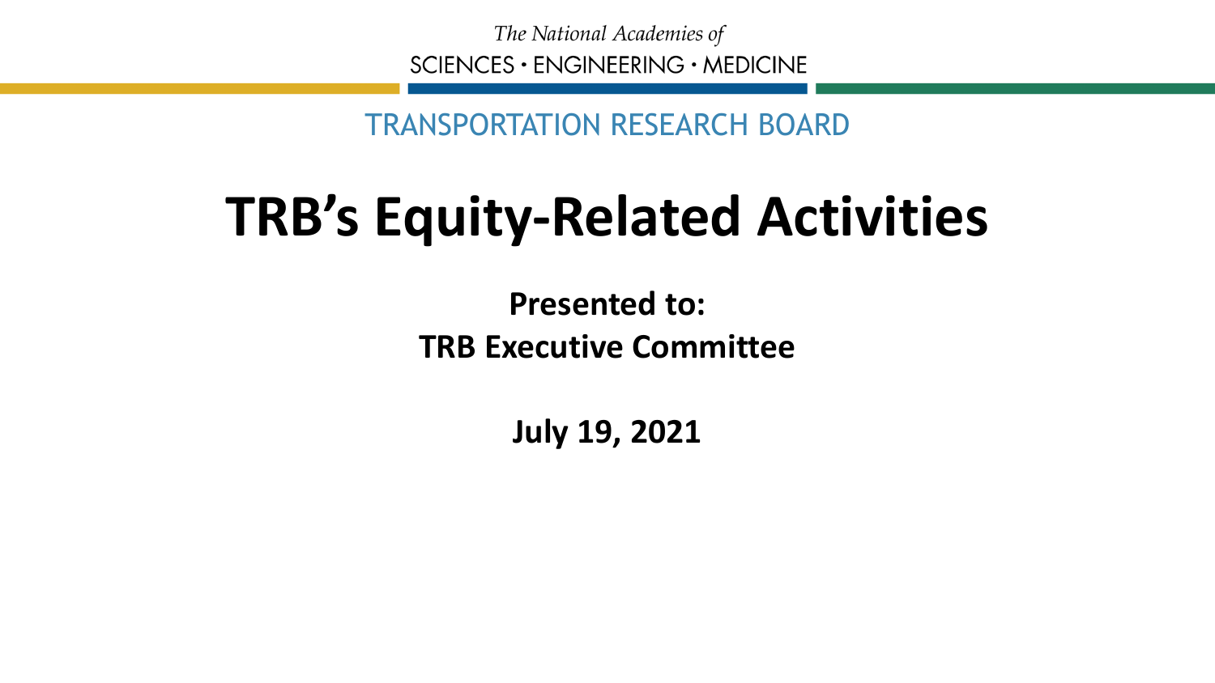*The National Academies of*

SCIENCES • ENGINEERING • MEDICINE

TRANSPORTATION RESEARCH BOARD

# TRB's Equity-Related Activities

**Presented to:**

**TRB Executive Committee**

**July 19, 2021**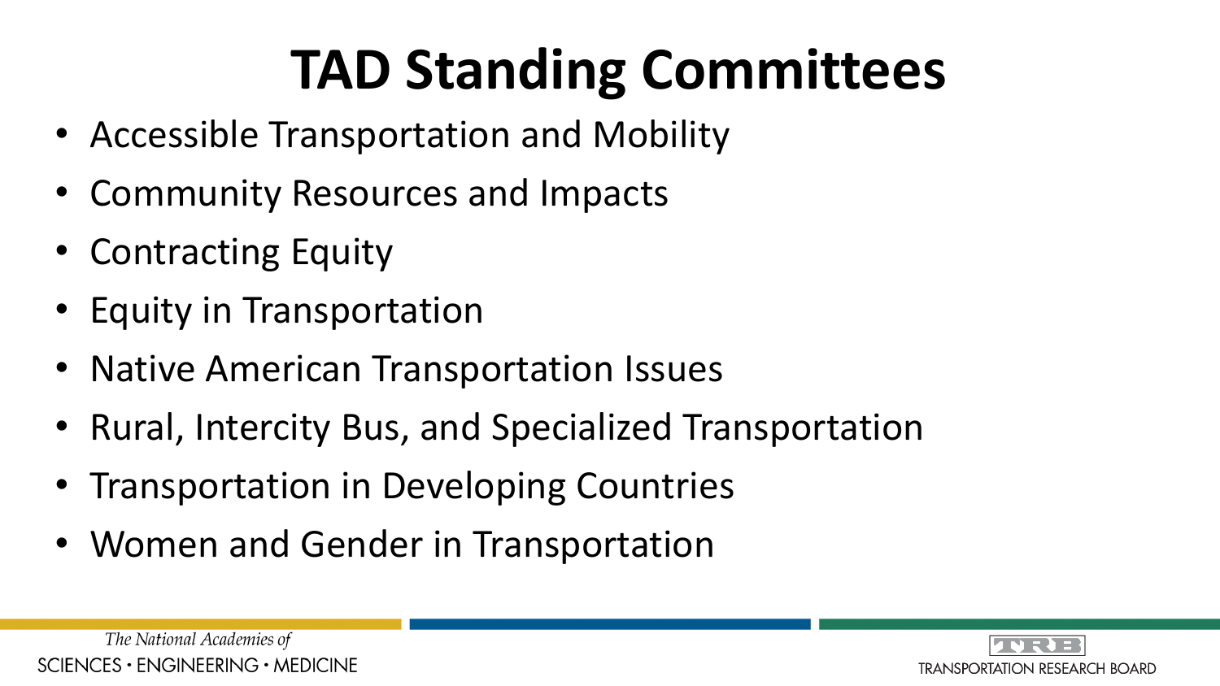# TAD Standing Committees

- Accessible Transportation and Mobility
- Community Resources and Impacts
- Contracting Equity
- Equity in Transportation
- Native American Transportation Issues
- Rural, Intercity Bus, and Specialized Transportation
- Transportation in Developing Countries
- Women and Gender in Transportation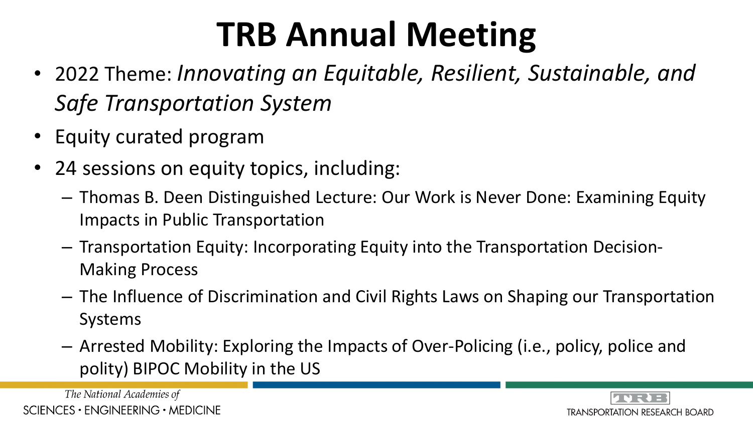# TRB Annual Meeting

- 2022 Theme: *Innovating an Equitable, Resilient, Sustainable, and Safe Transportation System*
- Equity curated program
- 24 sessions on equity topics, including:
  - Thomas B. Deen Distinguished Lecture: Our Work is Never Done: Examining Equity Impacts in Public Transportation
  - Transportation Equity: Incorporating Equity into the Transportation Decision-Making Process
  - The Influence of Discrimination and Civil Rights Laws on Shaping our Transportation Systems
  - Arrested Mobility: Exploring the Impacts of Over-Policing (i.e., policy, police and polity) BIPOC Mobility in the US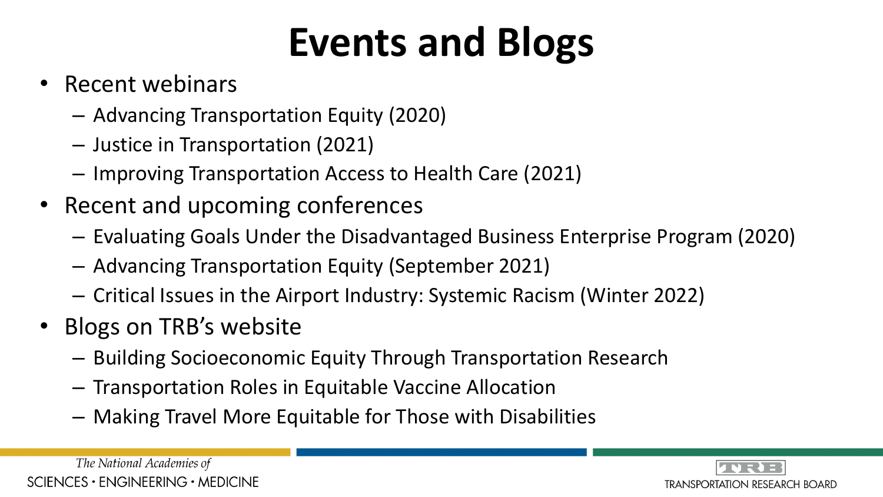# Events and Blogs

- Recent webinars
  - Advancing Transportation Equity (2020)
  - Justice in Transportation (2021)
  - Improving Transportation Access to Health Care (2021)
- Recent and upcoming conferences
  - Evaluating Goals Under the Disadvantaged Business Enterprise Program (2020)
  - Advancing Transportation Equity (September 2021)
  - Critical Issues in the Airport Industry: Systemic Racism (Winter 2022)
- Blogs on TRB's website
  - Building Socioeconomic Equity Through Transportation Research
  - Transportation Roles in Equitable Vaccine Allocation
  - Making Travel More Equitable for Those with Disabilities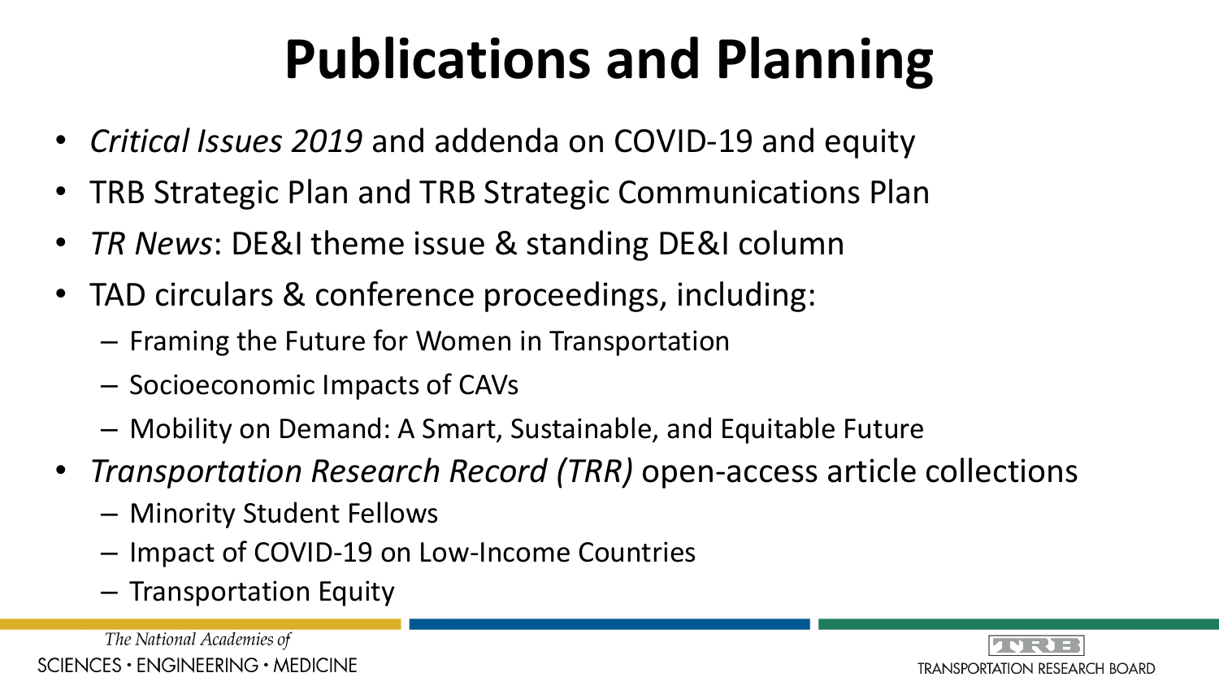# Publications and Planning

- *Critical Issues 2019* and addenda on COVID-19 and equity
- TRB Strategic Plan and TRB Strategic Communications Plan
- *TR News*: DE&I theme issue & standing DE&I column
- TAD circulars & conference proceedings, including:
  - Framing the Future for Women in Transportation
  - Socioeconomic Impacts of CAVs
  - Mobility on Demand: A Smart, Sustainable, and Equitable Future
- *Transportation Research Record (TRR)* open-access article collections
  - Minority Student Fellows
  - Impact of COVID-19 on Low-Income Countries
  - Transportation Equity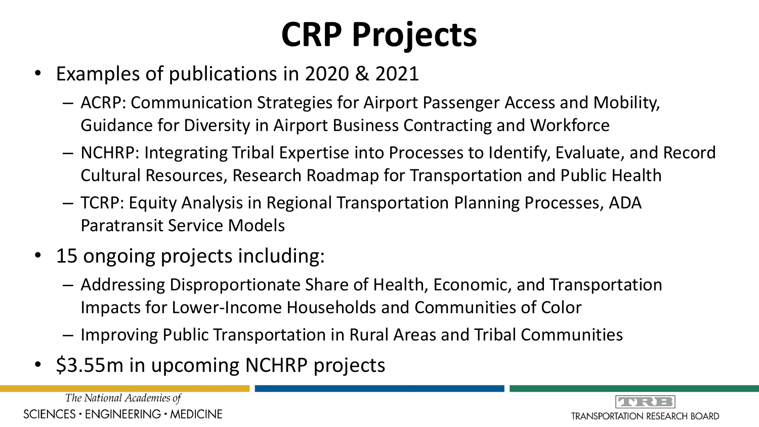# CRP Projects

- Examples of publications in 2020 & 2021
  - ACRP: Communication Strategies for Airport Passenger Access and Mobility, Guidance for Diversity in Airport Business Contracting and Workforce
  - NCHRP: Integrating Tribal Expertise into Processes to Identify, Evaluate, and Record Cultural Resources, Research Roadmap for Transportation and Public Health
  - TCRP: Equity Analysis in Regional Transportation Planning Processes, ADA Paratransit Service Models
- 15 ongoing projects including:
  - Addressing Disproportionate Share of Health, Economic, and Transportation Impacts for Lower-Income Households and Communities of Color
  - Improving Public Transportation in Rural Areas and Tribal Communities
- $3.55m in upcoming NCHRP projects